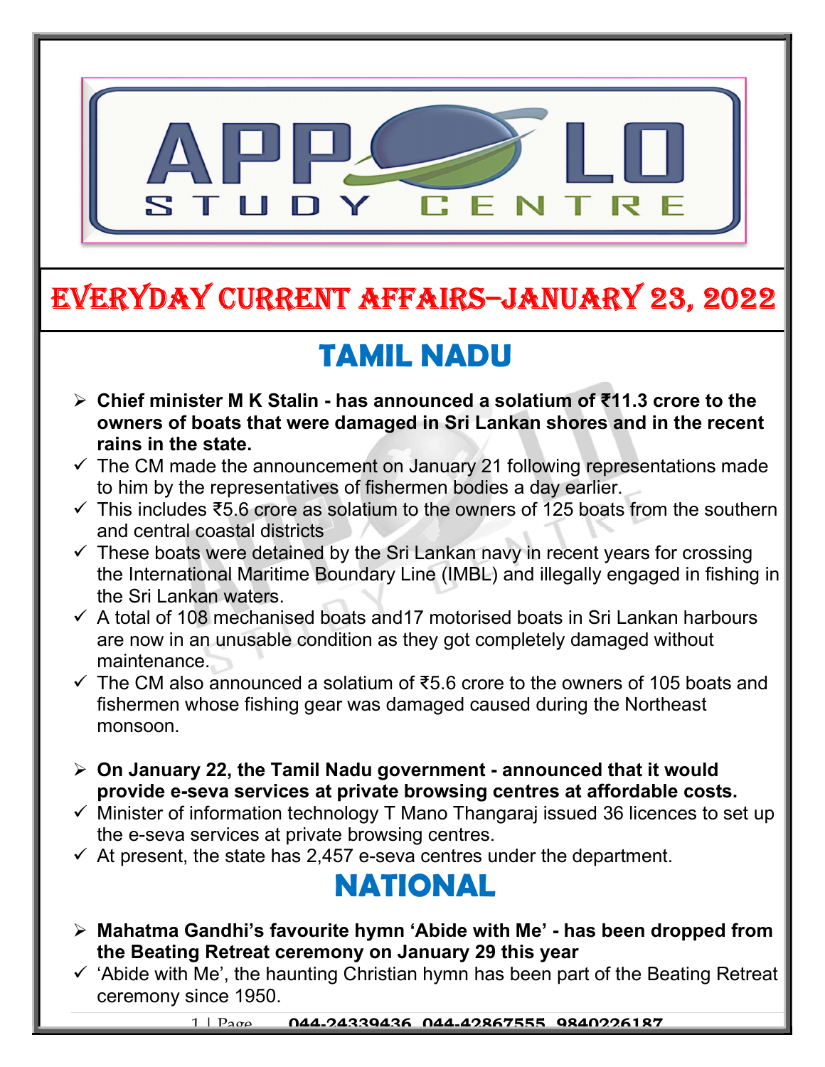# EVERYDAY CURRENT AFFAIRS–JANUARY 23, 2022

## TAMIL NADU

- **Chief minister M K Stalin - has announced a solatium of ₹11.3 crore to the owners of boats that were damaged in Sri Lankan shores and in the recent rains in the state.**
  - ✓ The CM made the announcement on January 21 following representations made to him by the representatives of fishermen bodies a day earlier.
  - ✓ This includes ₹5.6 crore as solatium to the owners of 125 boats from the southern and central coastal districts
  - ✓ These boats were detained by the Sri Lankan navy in recent years for crossing the International Maritime Boundary Line (IMBL) and illegally engaged in fishing in the Sri Lankan waters.
  - ✓ A total of 108 mechanised boats and17 motorised boats in Sri Lankan harbours are now in an unusable condition as they got completely damaged without maintenance.
  - ✓ The CM also announced a solatium of ₹5.6 crore to the owners of 105 boats and fishermen whose fishing gear was damaged caused during the Northeast monsoon.

- **On January 22, the Tamil Nadu government - announced that it would provide e-seva services at private browsing centres at affordable costs.**
  - ✓ Minister of information technology T Mano Thangaraj issued 36 licences to set up the e-seva services at private browsing centres.
  - ✓ At present, the state has 2,457 e-seva centres under the department.

## NATIONAL

- **Mahatma Gandhi's favourite hymn 'Abide with Me' - has been dropped from the Beating Retreat ceremony on January 29 this year**
  - ✓ 'Abide with Me', the haunting Christian hymn has been part of the Beating Retreat ceremony since 1950.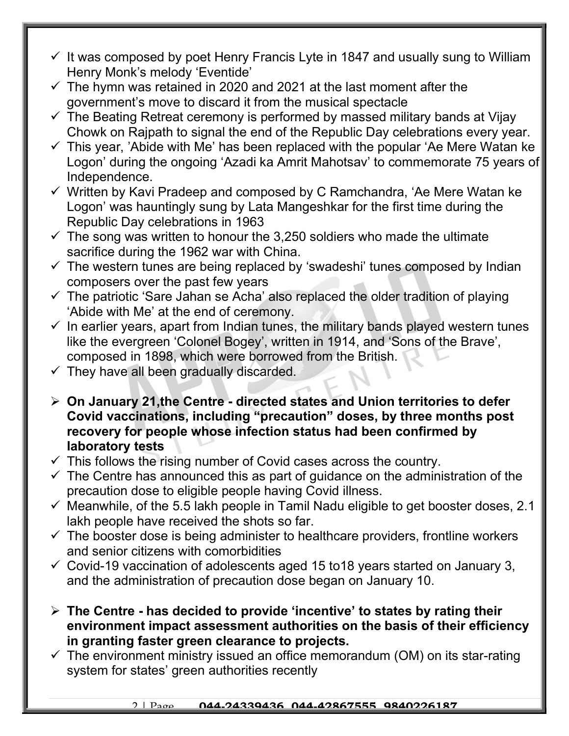- It was composed by poet Henry Francis Lyte in 1847 and usually sung to William Henry Monk's melody 'Eventide'
- The hymn was retained in 2020 and 2021 at the last moment after the government's move to discard it from the musical spectacle
- The Beating Retreat ceremony is performed by massed military bands at Vijay Chowk on Rajpath to signal the end of the Republic Day celebrations every year.
- This year, 'Abide with Me' has been replaced with the popular 'Ae Mere Watan ke Logon' during the ongoing 'Azadi ka Amrit Mahotsav' to commemorate 75 years of Independence.
- Written by Kavi Pradeep and composed by C Ramchandra, 'Ae Mere Watan ke Logon' was hauntingly sung by Lata Mangeshkar for the first time during the Republic Day celebrations in 1963
- The song was written to honour the 3,250 soldiers who made the ultimate sacrifice during the 1962 war with China.
- The western tunes are being replaced by 'swadeshi' tunes composed by Indian composers over the past few years
- The patriotic 'Sare Jahan se Acha' also replaced the older tradition of playing 'Abide with Me' at the end of ceremony.
- In earlier years, apart from Indian tunes, the military bands played western tunes like the evergreen 'Colonel Bogey', written in 1914, and 'Sons of the Brave', composed in 1898, which were borrowed from the British.
- They have all been gradually discarded.

- **On January 21,the Centre - directed states and Union territories to defer Covid vaccinations, including "precaution" doses, by three months post recovery for people whose infection status had been confirmed by laboratory tests**
- This follows the rising number of Covid cases across the country.
- The Centre has announced this as part of guidance on the administration of the precaution dose to eligible people having Covid illness.
- Meanwhile, of the 5.5 lakh people in Tamil Nadu eligible to get booster doses, 2.1 lakh people have received the shots so far.
- The booster dose is being administer to healthcare providers, frontline workers and senior citizens with comorbidities
- Covid-19 vaccination of adolescents aged 15 to18 years started on January 3, and the administration of precaution dose began on January 10.

- **The Centre - has decided to provide 'incentive' to states by rating their environment impact assessment authorities on the basis of their efficiency in granting faster green clearance to projects.**
- The environment ministry issued an office memorandum (OM) on its star-rating system for states' green authorities recently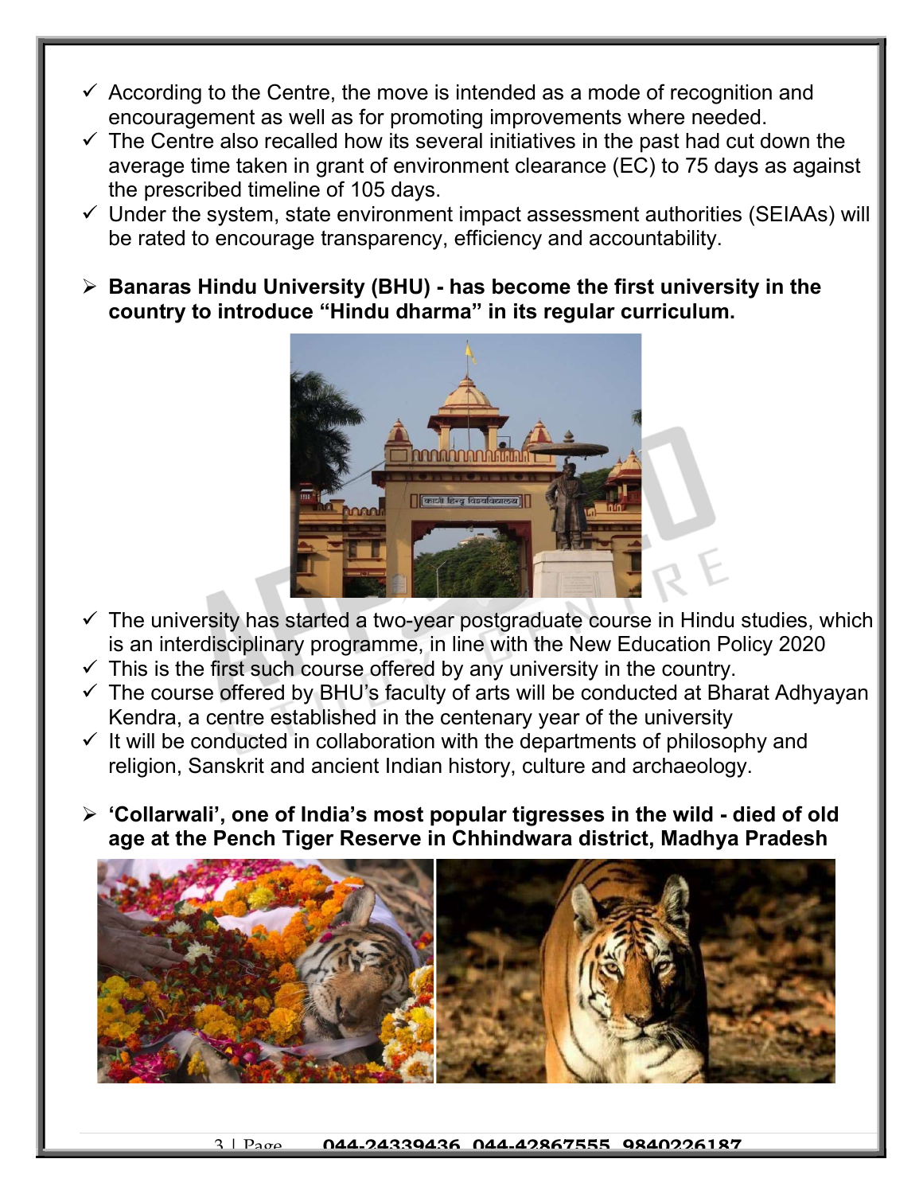- ✓ According to the Centre, the move is intended as a mode of recognition and encouragement as well as for promoting improvements where needed.
- ✓ The Centre also recalled how its several initiatives in the past had cut down the average time taken in grant of environment clearance (EC) to 75 days as against the prescribed timeline of 105 days.
- ✓ Under the system, state environment impact assessment authorities (SEIAAs) will be rated to encourage transparency, efficiency and accountability.

- **Banaras Hindu University (BHU) - has become the first university in the country to introduce "Hindu dharma" in its regular curriculum.**

- ✓ The university has started a two-year postgraduate course in Hindu studies, which is an interdisciplinary programme, in line with the New Education Policy 2020
- ✓ This is the first such course offered by any university in the country.
- ✓ The course offered by BHU's faculty of arts will be conducted at Bharat Adhyayan Kendra, a centre established in the centenary year of the university
- ✓ It will be conducted in collaboration with the departments of philosophy and religion, Sanskrit and ancient Indian history, culture and archaeology.

- **'Collarwali', one of India's most popular tigresses in the wild - died of old age at the Pench Tiger Reserve in Chhindwara district, Madhya Pradesh**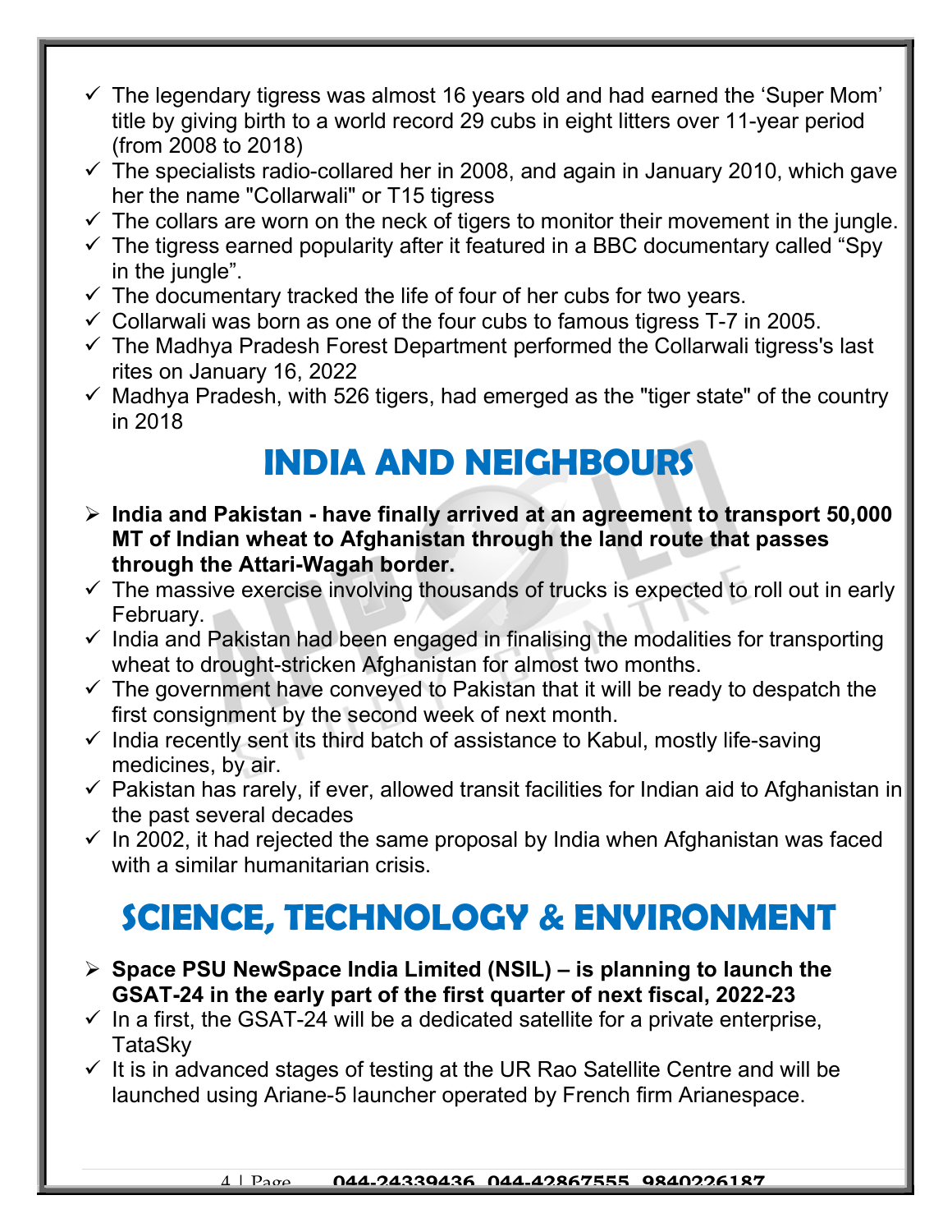- ✓ The legendary tigress was almost 16 years old and had earned the 'Super Mom' title by giving birth to a world record 29 cubs in eight litters over 11-year period (from 2008 to 2018)
- ✓ The specialists radio-collared her in 2008, and again in January 2010, which gave her the name "Collarwali" or T15 tigress
- ✓ The collars are worn on the neck of tigers to monitor their movement in the jungle.
- ✓ The tigress earned popularity after it featured in a BBC documentary called "Spy in the jungle".
- ✓ The documentary tracked the life of four of her cubs for two years.
- ✓ Collarwali was born as one of the four cubs to famous tigress T-7 in 2005.
- ✓ The Madhya Pradesh Forest Department performed the Collarwali tigress's last rites on January 16, 2022
- ✓ Madhya Pradesh, with 526 tigers, had emerged as the "tiger state" of the country in 2018

# INDIA AND NEIGHBOURS

- ➢ **India and Pakistan - have finally arrived at an agreement to transport 50,000 MT of Indian wheat to Afghanistan through the land route that passes through the Attari-Wagah border.**
- ✓ The massive exercise involving thousands of trucks is expected to roll out in early February.
- ✓ India and Pakistan had been engaged in finalising the modalities for transporting wheat to drought-stricken Afghanistan for almost two months.
- ✓ The government have conveyed to Pakistan that it will be ready to despatch the first consignment by the second week of next month.
- ✓ India recently sent its third batch of assistance to Kabul, mostly life-saving medicines, by air.
- ✓ Pakistan has rarely, if ever, allowed transit facilities for Indian aid to Afghanistan in the past several decades
- ✓ In 2002, it had rejected the same proposal by India when Afghanistan was faced with a similar humanitarian crisis.

# SCIENCE, TECHNOLOGY & ENVIRONMENT

- ➢ **Space PSU NewSpace India Limited (NSIL) – is planning to launch the GSAT-24 in the early part of the first quarter of next fiscal, 2022-23**
- ✓ In a first, the GSAT-24 will be a dedicated satellite for a private enterprise, TataSky
- ✓ It is in advanced stages of testing at the UR Rao Satellite Centre and will be launched using Ariane-5 launcher operated by French firm Arianespace.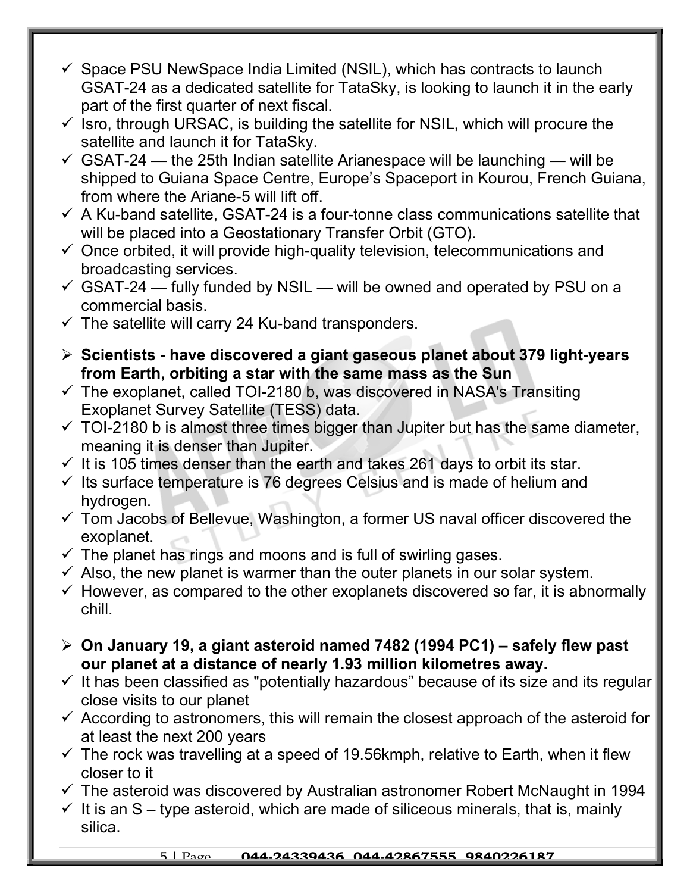- ✓ Space PSU NewSpace India Limited (NSIL), which has contracts to launch GSAT-24 as a dedicated satellite for TataSky, is looking to launch it in the early part of the first quarter of next fiscal.
- ✓ Isro, through URSAC, is building the satellite for NSIL, which will procure the satellite and launch it for TataSky.
- ✓ GSAT-24 — the 25th Indian satellite Arianespace will be launching — will be shipped to Guiana Space Centre, Europe's Spaceport in Kourou, French Guiana, from where the Ariane-5 will lift off.
- ✓ A Ku-band satellite, GSAT-24 is a four-tonne class communications satellite that will be placed into a Geostationary Transfer Orbit (GTO).
- ✓ Once orbited, it will provide high-quality television, telecommunications and broadcasting services.
- ✓ GSAT-24 — fully funded by NSIL — will be owned and operated by PSU on a commercial basis.
- ✓ The satellite will carry 24 Ku-band transponders.

- ➢ **Scientists - have discovered a giant gaseous planet about 379 light-years from Earth, orbiting a star with the same mass as the Sun**
- ✓ The exoplanet, called TOI-2180 b, was discovered in NASA's Transiting Exoplanet Survey Satellite (TESS) data.
- ✓ TOI-2180 b is almost three times bigger than Jupiter but has the same diameter, meaning it is denser than Jupiter.
- ✓ It is 105 times denser than the earth and takes 261 days to orbit its star.
- ✓ Its surface temperature is 76 degrees Celsius and is made of helium and hydrogen.
- ✓ Tom Jacobs of Bellevue, Washington, a former US naval officer discovered the exoplanet.
- ✓ The planet has rings and moons and is full of swirling gases.
- ✓ Also, the new planet is warmer than the outer planets in our solar system.
- ✓ However, as compared to the other exoplanets discovered so far, it is abnormally chill.

- ➢ **On January 19, a giant asteroid named 7482 (1994 PC1) – safely flew past our planet at a distance of nearly 1.93 million kilometres away.**
- ✓ It has been classified as "potentially hazardous" because of its size and its regular close visits to our planet
- ✓ According to astronomers, this will remain the closest approach of the asteroid for at least the next 200 years
- ✓ The rock was travelling at a speed of 19.56kmph, relative to Earth, when it flew closer to it
- ✓ The asteroid was discovered by Australian astronomer Robert McNaught in 1994
- ✓ It is an S – type asteroid, which are made of siliceous minerals, that is, mainly silica.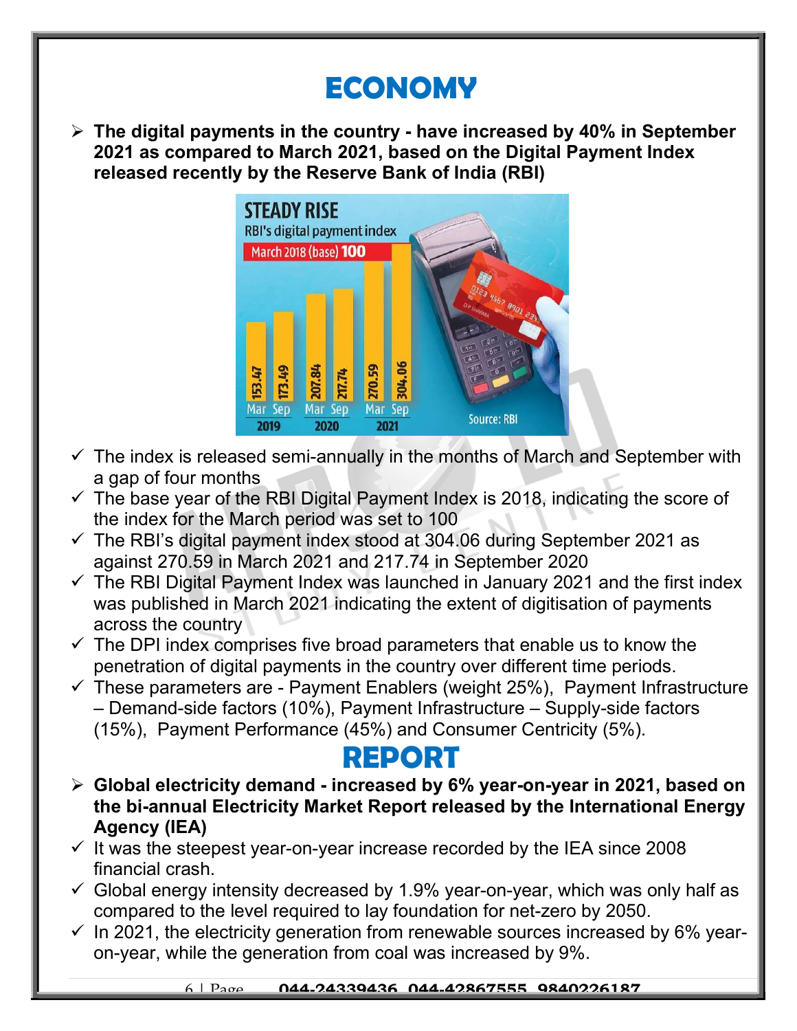# ECONOMY

- **The digital payments in the country - have increased by 40% in September 2021 as compared to March 2021, based on the Digital Payment Index released recently by the Reserve Bank of India (RBI)**

✓ The index is released semi-annually in the months of March and September with a gap of four months

✓ The base year of the RBI Digital Payment Index is 2018, indicating the score of the index for the March period was set to 100

✓ The RBI's digital payment index stood at 304.06 during September 2021 as against 270.59 in March 2021 and 217.74 in September 2020

✓ The RBI Digital Payment Index was launched in January 2021 and the first index was published in March 2021 indicating the extent of digitisation of payments across the country

✓ The DPI index comprises five broad parameters that enable us to know the penetration of digital payments in the country over different time periods.

✓ These parameters are - Payment Enablers (weight 25%), Payment Infrastructure – Demand-side factors (10%), Payment Infrastructure – Supply-side factors (15%), Payment Performance (45%) and Consumer Centricity (5%).

# REPORT

- **Global electricity demand - increased by 6% year-on-year in 2021, based on the bi-annual Electricity Market Report released by the International Energy Agency (IEA)**

✓ It was the steepest year-on-year increase recorded by the IEA since 2008 financial crash.

✓ Global energy intensity decreased by 1.9% year-on-year, which was only half as compared to the level required to lay foundation for net-zero by 2050.

✓ In 2021, the electricity generation from renewable sources increased by 6% year-on-year, while the generation from coal was increased by 9%.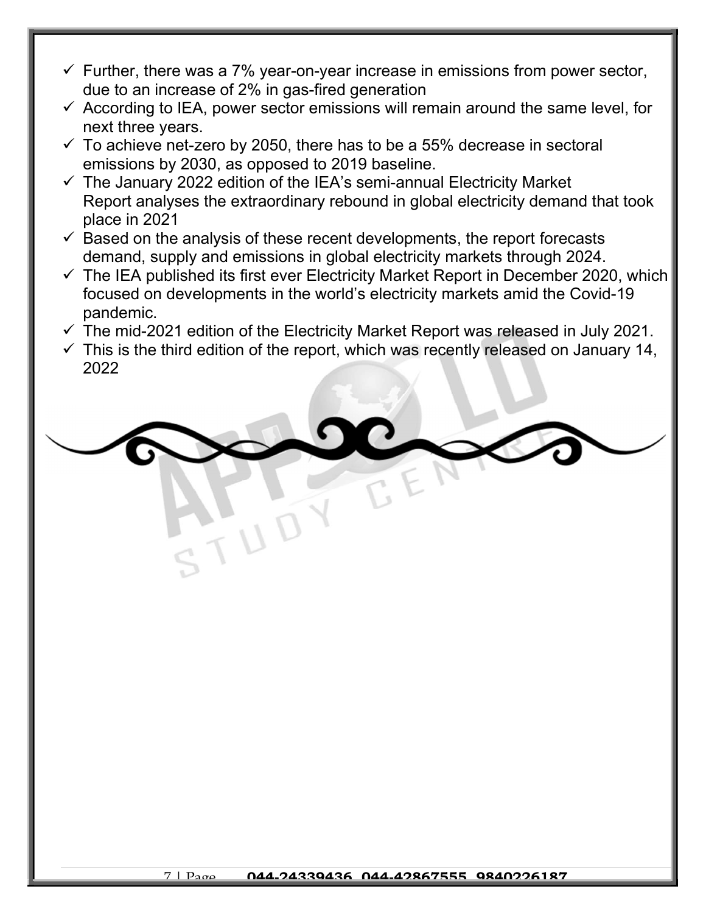- Further, there was a 7% year-on-year increase in emissions from power sector, due to an increase of 2% in gas-fired generation
- According to IEA, power sector emissions will remain around the same level, for next three years.
- To achieve net-zero by 2050, there has to be a 55% decrease in sectoral emissions by 2030, as opposed to 2019 baseline.
- The January 2022 edition of the IEA's semi-annual Electricity Market Report analyses the extraordinary rebound in global electricity demand that took place in 2021
- Based on the analysis of these recent developments, the report forecasts demand, supply and emissions in global electricity markets through 2024.
- The IEA published its first ever Electricity Market Report in December 2020, which focused on developments in the world's electricity markets amid the Covid-19 pandemic.
- The mid-2021 edition of the Electricity Market Report was released in July 2021.
- This is the third edition of the report, which was recently released on January 14, 2022